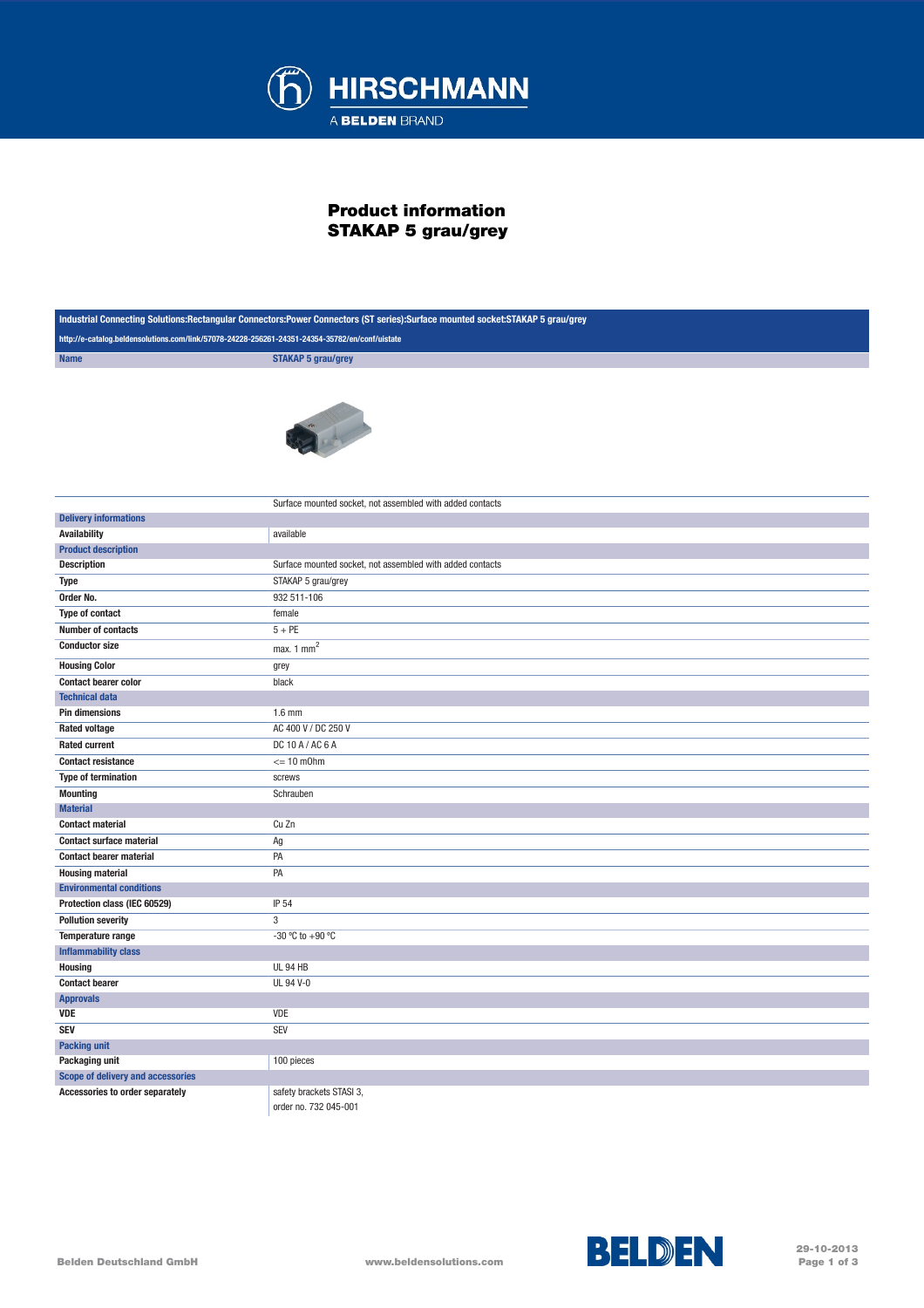# Product information STAKAP 5 grau/grey

Industrial Connecting Solutions:Rectangular Connectors:Power Connectors (ST series):Surface mounted socket:STAKAP 5 grau/grey

http://e-catalog.beldensolutions.com/link/57078-24228-256261-24351-24354-35782/en/conf/uistate

| Name | STAKAP 5 grau/grey |
|---|---|
| | Surface mounted socket, not assembled with added contacts |
| **Delivery informations** | |
| Availability | available |
| **Product description** | |
| Description | Surface mounted socket, not assembled with added contacts |
| Type | STAKAP 5 grau/grey |
| Order No. | 932 511-106 |
| Type of contact | female |
| Number of contacts | 5 + PE |
| Conductor size | max. 1 $mm^2$ |
| Housing Color | grey |
| Contact bearer color | black |
| **Technical data** | |
| Pin dimensions | 1.6 mm |
| Rated voltage | AC 400 V / DC 250 V |
| Rated current | DC 10 A / AC 6 A |
| Contact resistance | <= 10 mOhm |
| Type of termination | screws |
| Mounting | Schrauben |
| **Material** | |
| Contact material | Cu Zn |
| Contact surface material | Ag |
| Contact bearer material | PA |
| Housing material | PA |
| **Environmental conditions** | |
| Protection class (IEC 60529) | IP 54 |
| Pollution severity | 3 |
| Temperature range | -30 °C to +90 °C |
| **Inflammability class** | |
| Housing | UL 94 HB |
| Contact bearer | UL 94 V-0 |
| **Approvals** | |
| VDE | VDE |
| SEV | SEV |
| **Packing unit** | |
| Packaging unit | 100 pieces |
| **Scope of delivery and accessories** | |
| Accessories to order separately | safety brackets STASI 3, order no. 732 045-001 |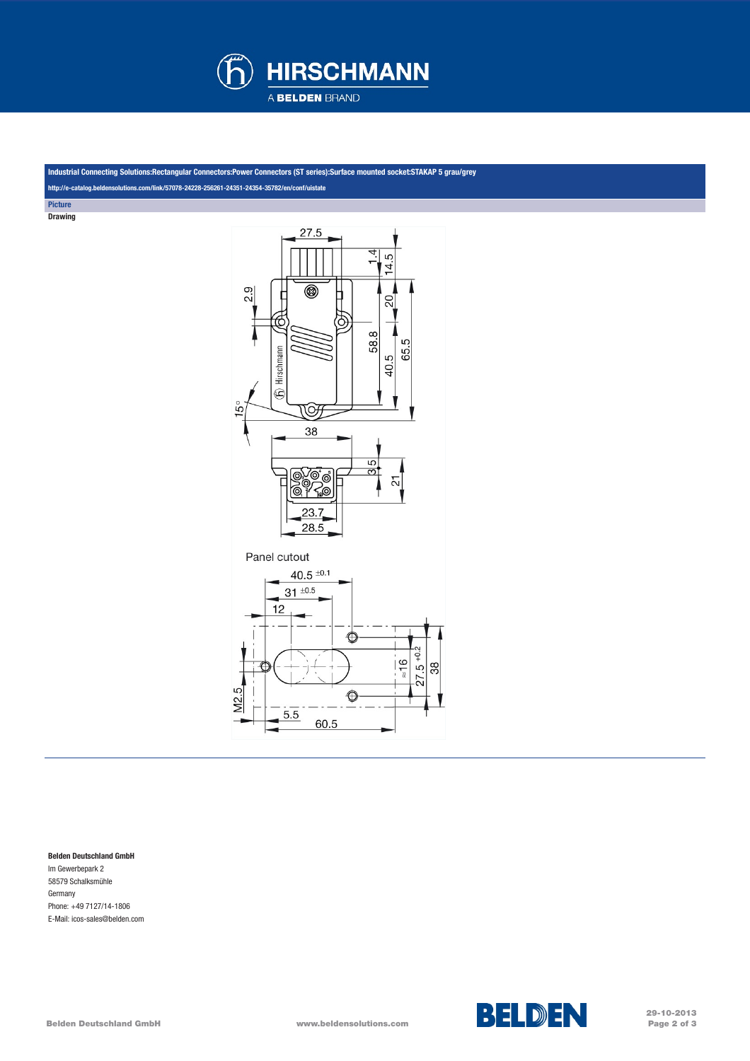**Industrial Connecting Solutions:Rectangular Connectors:Power Connectors (ST series):Surface mounted socket:STAKAP 5 grau/grey**

http://e-catalog.beldensolutions.com/link/57078-24228-256261-24351-24354-35782/en/conf/uistate

**Picture**

**Drawing**

**Belden Deutschland GmbH**
Im Gewerbepark 2
58579 Schalksmühle
Germany
Phone: +49 7127/14-1806
E-Mail: icos-sales@belden.com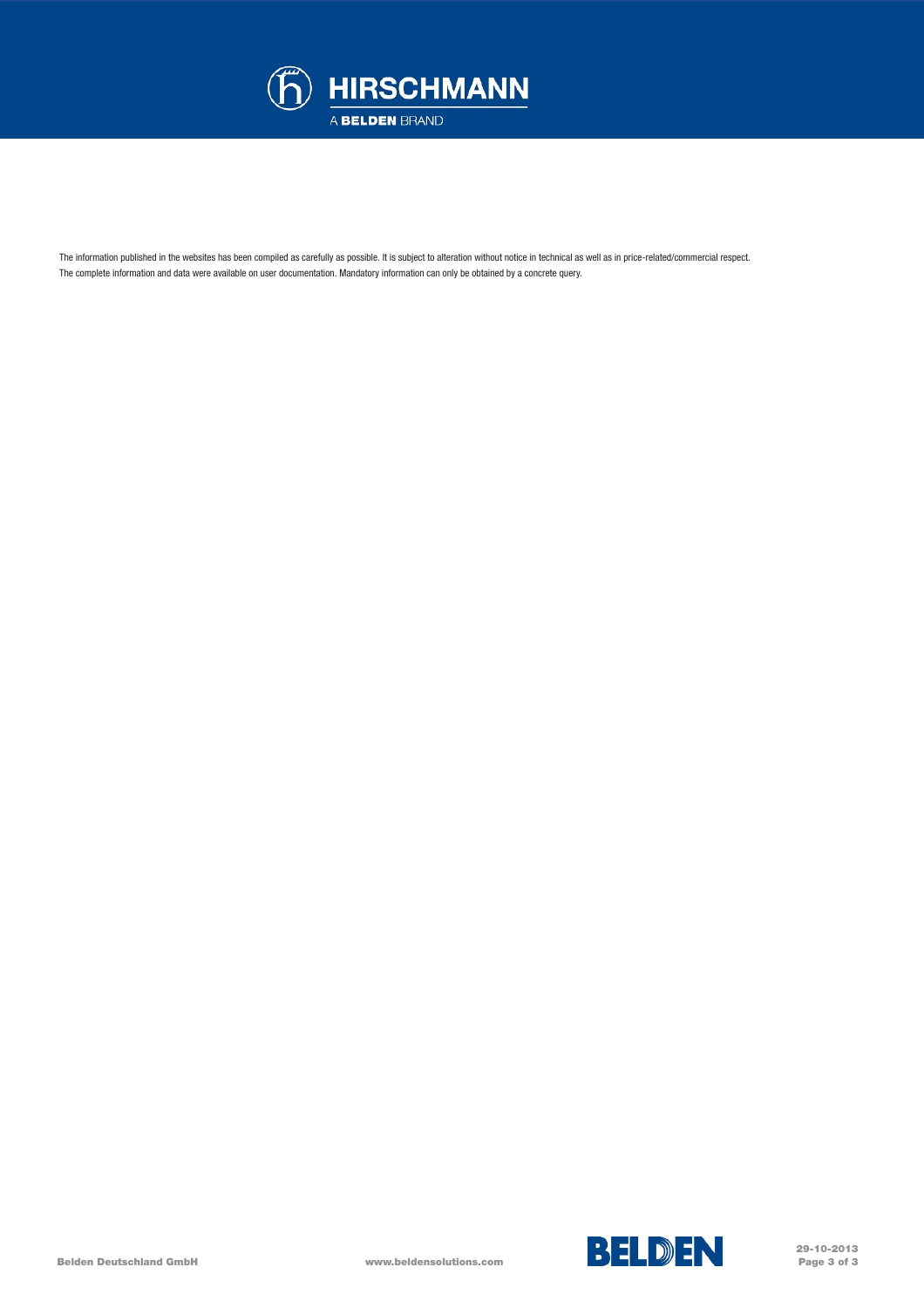The information published in the websites has been compiled as carefully as possible. It is subject to alteration without notice in technical as well as in price-related/commercial respect.
The complete information and data were available on user documentation. Mandatory information can only be obtained by a concrete query.